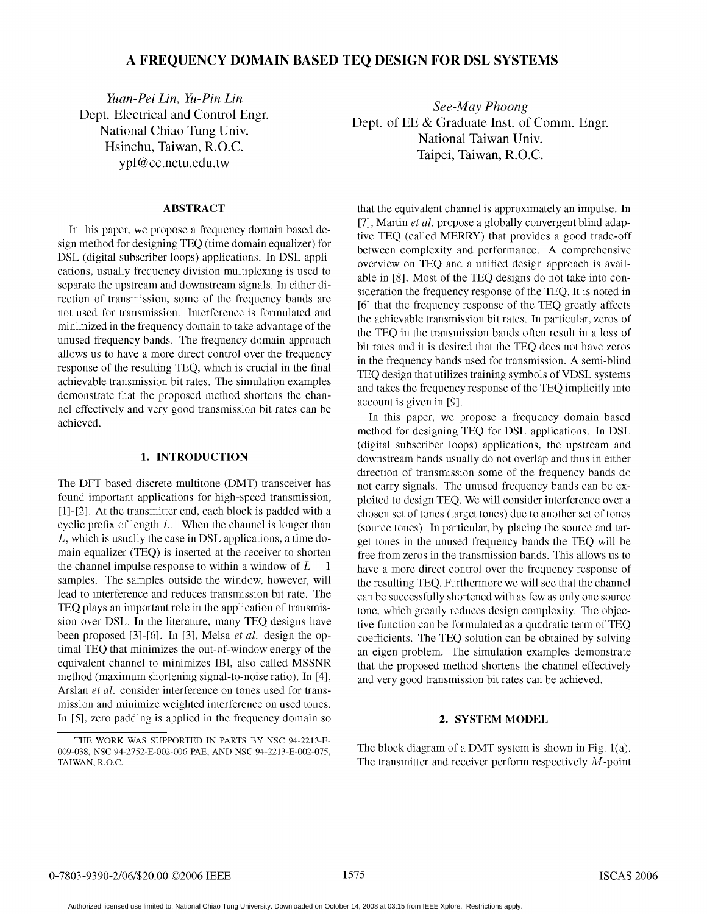# A FREQUENCY DOMAIN BASED TEQ DESIGN FOR DSL SYSTEMS

*Yuan-Pei Lin, Yu-Pin Lin*
Dept. Electrical and Control Engr.
National Chiao Tung Univ.
Hsinchu, Taiwan, R.O.C.
ypl@cc.nctu.edu.tw

*See-May Phoong*
Dept. of EE & Graduate Inst. of Comm. Engr.
National Taiwan Univ.
Taipei, Taiwan, R.O.C.

## ABSTRACT

In this paper, we propose a frequency domain based design method for designing TEQ (time domain equalizer) for DSL (digital subscriber loops) applications. In DSL applications, usually frequency division multiplexing is used to separate the upstream and downstream signals. In either direction of transmission, some of the frequency bands are not used for transmission. Interference is formulated and minimized in the frequency domain to take advantage of the unused frequency bands. The frequency domain approach allows us to have a more direct control over the frequency response of the resulting TEQ, which is crucial in the final achievable transmission bit rates. The simulation examples demonstrate that the proposed method shortens the channel effectively and very good transmission bit rates can be achieved.

## 1. INTRODUCTION

The DFT based discrete multitone (DMT) transceiver has found important applications for high-speed transmission, [1]-[2]. At the transmitter end, each block is padded with a cyclic prefix of length $L$. When the channel is longer than $L$, which is usually the case in DSL applications, a time domain equalizer (TEQ) is inserted at the receiver to shorten the channel impulse response to within a window of $L+1$ samples. The samples outside the window, however, will lead to interference and reduces transmission bit rate. The TEQ plays an important role in the application of transmission over DSL. In the literature, many TEQ designs have been proposed [3]-[6]. In [3], Melsa *et al.* design the optimal TEQ that minimizes the out-of-window energy of the equivalent channel to minimizes IBI, also called MSSNR method (maximum shortening signal-to-noise ratio). In [4], Arslan *et al.* consider interference on tones used for transmission and minimize weighted interference on used tones. In [5], zero padding is applied in the frequency domain so that the equivalent channel is approximately an impulse. In [7], Martin *et al.* propose a globally convergent blind adaptive TEQ (called MERRY) that provides a good trade-off between complexity and performance. A comprehensive overview on TEQ and a unified design approach is available in [8]. Most of the TEQ designs do not take into consideration the frequency response of the TEQ. It is noted in [6] that the frequency response of the TEQ greatly affects the achievable transmission bit rates. In particular, zeros of the TEQ in the transmission bands often result in a loss of bit rates and it is desired that the TEQ does not have zeros in the frequency bands used for transmission. A semi-blind TEQ design that utilizes training symbols of VDSL systems and takes the frequency response of the TEQ implicitly into account is given in [9].

In this paper, we propose a frequency domain based method for designing TEQ for DSL applications. In DSL (digital subscriber loops) applications, the upstream and downstream bands usually do not overlap and thus in either direction of transmission some of the frequency bands do not carry signals. The unused frequency bands can be exploited to design TEQ. We will consider interference over a chosen set of tones (target tones) due to another set of tones (source tones). In particular, by placing the source and target tones in the unused frequency bands the TEQ will be free from zeros in the transmission bands. This allows us to have a more direct control over the frequency response of the resulting TEQ. Furthermore we will see that the channel can be successfully shortened with as few as only one source tone, which greatly reduces design complexity. The objective function can be formulated as a quadratic term of TEQ coefficients. The TEQ solution can be obtained by solving an eigen problem. The simulation examples demonstrate that the proposed method shortens the channel effectively and very good transmission bit rates can be achieved.

## 2. SYSTEM MODEL

The block diagram of a DMT system is shown in Fig. 1(a). The transmitter and receiver perform respectively $M$-point

THE WORK WAS SUPPORTED IN PARTS BY NSC 94-2213-E-009-038, NSC 94-2752-E-002-006 PAE, AND NSC 94-2213-E-002-075, TAIWAN, R.O.C.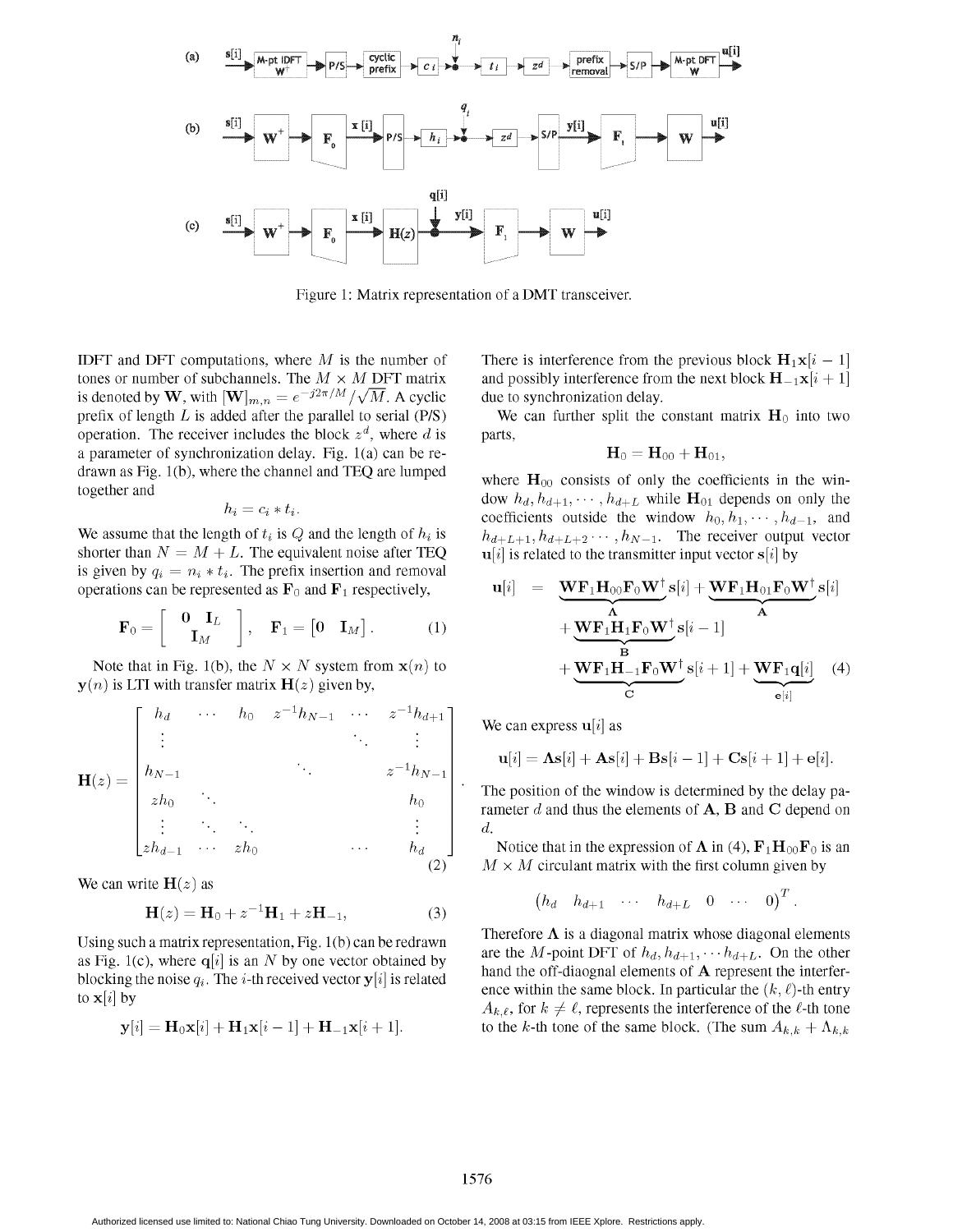Figure 1: Matrix representation of a DMT transceiver.

IDFT and DFT computations, where $M$ is the number of tones or number of subchannels. The $M \times M$ DFT matrix is denoted by $\mathbf{W}$, with $[\mathbf{W}]_{m,n} = e^{-j2\pi/M}/\sqrt{M}$. A cyclic prefix of length $L$ is added after the parallel to serial (P/S) operation. The receiver includes the block $z^d$, where $d$ is a parameter of synchronization delay. Fig. 1(a) can be redrawn as Fig. 1(b), where the channel and TEQ are lumped together and

$$h_i = c_i * t_i.$$

We assume that the length of $t_i$ is $Q$ and the length of $h_i$ is shorter than $N = M + L$. The equivalent noise after TEQ is given by $q_i = n_i * t_i$. The prefix insertion and removal operations can be represented as $\mathbf{F}_0$ and $\mathbf{F}_1$ respectively,

$$\mathbf{F}_0 = \begin{bmatrix} \mathbf{0} & \mathbf{I}_L \\ & \mathbf{I}_M \end{bmatrix}, \quad \mathbf{F}_1 = \begin{bmatrix} \mathbf{0} & \mathbf{I}_M \end{bmatrix}. \qquad (1)$$

Note that in Fig. 1(b), the $N \times N$ system from $\mathbf{x}(n)$ to $\mathbf{y}(n)$ is LTI with transfer matrix $\mathbf{H}(z)$ given by,

$$\mathbf{H}(z) = \begin{bmatrix} h_d & \cdots & h_0 & z^{-1}h_{N-1} & \cdots & z^{-1}h_{d+1} \\ \vdots & & & & \ddots & \vdots \\ h_{N-1} & & & \ddots & & z^{-1}h_{N-1} \\ zh_0 & \ddots & & & & h_0 \\ \vdots & \ddots & \ddots & & & \vdots \\ zh_{d-1} & \cdots & zh_0 & & \cdots & h_d \end{bmatrix}. \qquad (2)$$

We can write $\mathbf{H}(z)$ as

$$\mathbf{H}(z) = \mathbf{H}_0 + z^{-1}\mathbf{H}_1 + z\mathbf{H}_{-1}, \qquad (3)$$

Using such a matrix representation, Fig. 1(b) can be redrawn as Fig. 1(c), where $\mathbf{q}[i]$ is an $N$ by one vector obtained by blocking the noise $q_i$. The $i$-th received vector $\mathbf{y}[i]$ is related to $\mathbf{x}[i]$ by

$$\mathbf{y}[i] = \mathbf{H}_0\mathbf{x}[i] + \mathbf{H}_1\mathbf{x}[i-1] + \mathbf{H}_{-1}\mathbf{x}[i+1].$$

There is interference from the previous block $\mathbf{H}_1\mathbf{x}[i-1]$ and possibly interference from the next block $\mathbf{H}_{-1}\mathbf{x}[i+1]$ due to synchronization delay.

We can further split the constant matrix $\mathbf{H}_0$ into two parts,

$$\mathbf{H}_0 = \mathbf{H}_{00} + \mathbf{H}_{01},$$

where $\mathbf{H}_{00}$ consists of only the coefficients in the window $h_d, h_{d+1}, \cdots, h_{d+L}$ while $\mathbf{H}_{01}$ depends on only the coefficients outside the window $h_0, h_1, \cdots, h_{d-1}$, and $h_{d+L+1}, h_{d+L+2} \cdots, h_{N-1}$. The receiver output vector $\mathbf{u}[i]$ is related to the transmitter input vector $\mathbf{s}[i]$ by

$$\begin{aligned} \mathbf{u}[i] &= \underbrace{\mathbf{W}\mathbf{F}_1\mathbf{H}_{00}\mathbf{F}_0\mathbf{W}^\dagger}_{\mathbf{\Lambda}}\mathbf{s}[i] + \underbrace{\mathbf{W}\mathbf{F}_1\mathbf{H}_{01}\mathbf{F}_0\mathbf{W}^\dagger}_{\mathbf{A}}\mathbf{s}[i] \\ &+ \underbrace{\mathbf{W}\mathbf{F}_1\mathbf{H}_1\mathbf{F}_0\mathbf{W}^\dagger}_{\mathbf{B}}\mathbf{s}[i-1] \\ &+ \underbrace{\mathbf{W}\mathbf{F}_1\mathbf{H}_{-1}\mathbf{F}_0\mathbf{W}^\dagger}_{\mathbf{C}}\mathbf{s}[i+1] + \underbrace{\mathbf{W}\mathbf{F}_1\mathbf{q}[i]}_{\mathbf{e}[i]} \end{aligned} \qquad (4)$$

We can express $\mathbf{u}[i]$ as

$$\mathbf{u}[i] = \mathbf{\Lambda}\mathbf{s}[i] + \mathbf{A}\mathbf{s}[i] + \mathbf{B}\mathbf{s}[i-1] + \mathbf{C}\mathbf{s}[i+1] + \mathbf{e}[i].$$

The position of the window is determined by the delay parameter $d$ and thus the elements of $\mathbf{A}$, $\mathbf{B}$ and $\mathbf{C}$ depend on $d$.

Notice that in the expression of $\mathbf{\Lambda}$ in (4), $\mathbf{F}_1\mathbf{H}_{00}\mathbf{F}_0$ is an $M \times M$ circulant matrix with the first column given by

$$\begin{pmatrix} h_d & h_{d+1} & \cdots & h_{d+L} & 0 & \cdots & 0 \end{pmatrix}^T.$$

Therefore $\mathbf{\Lambda}$ is a diagonal matrix whose diagonal elements are the $M$-point DFT of $h_d, h_{d+1}, \cdots h_{d+L}$. On the other hand the off-diagonal elements of $\mathbf{A}$ represent the interference within the same block. In particular the $(k,\ell)$-th entry $A_{k,\ell}$, for $k \neq \ell$, represents the interference of the $\ell$-th tone to the $k$-th tone of the same block. (The sum $A_{k,k} + \Lambda_{k,k}$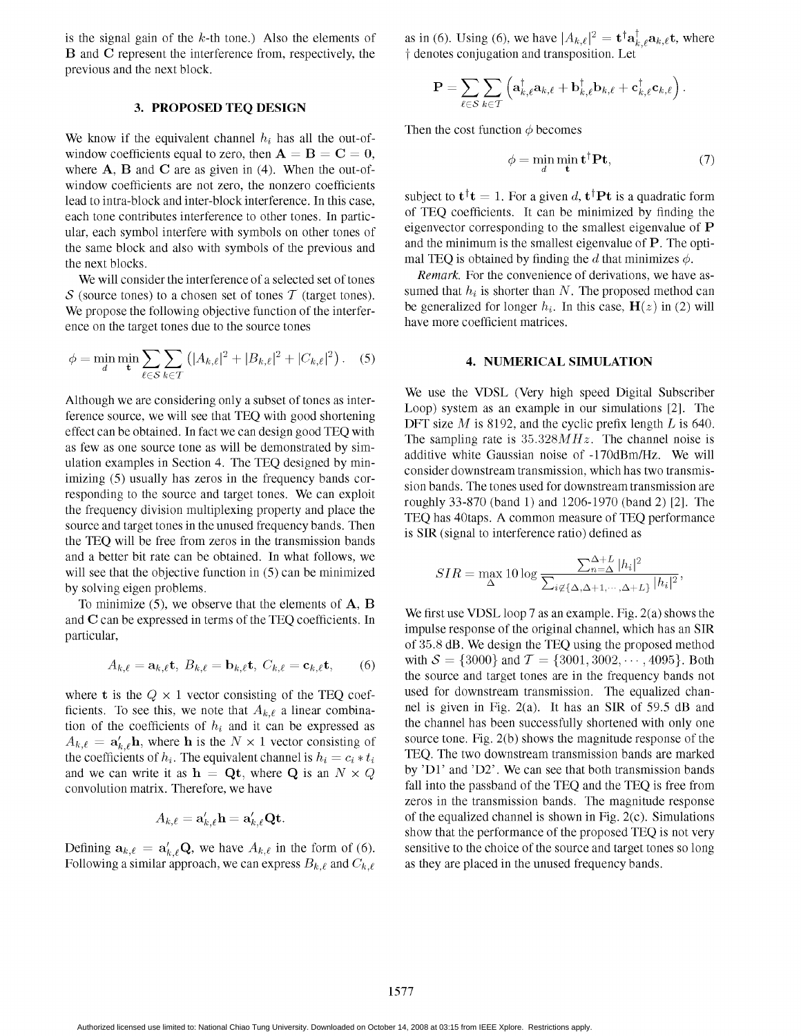is the signal gain of the $k$-th tone.) Also the elements of $\mathbf{B}$ and $\mathbf{C}$ represent the interference from, respectively, the previous and the next block.

### 3. PROPOSED TEQ DESIGN

We know if the equivalent channel $h_i$ has all the out-of-window coefficients equal to zero, then $\mathbf{A} = \mathbf{B} = \mathbf{C} = \mathbf{0}$, where $\mathbf{A}$, $\mathbf{B}$ and $\mathbf{C}$ are as given in (4). When the out-of-window coefficients are not zero, the nonzero coefficients lead to intra-block and inter-block interference. In this case, each tone contributes interference to other tones. In particular, each symbol interfere with symbols on other tones of the same block and also with symbols of the previous and the next blocks.

We will consider the interference of a selected set of tones $\mathcal{S}$ (source tones) to a chosen set of tones $\mathcal{T}$ (target tones). We propose the following objective function of the interference on the target tones due to the source tones

$$\phi = \min_{d} \min_{\mathbf{t}} \sum_{\ell \in \mathcal{S}} \sum_{k \in \mathcal{T}} \left( |A_{k,\ell}|^2 + |B_{k,\ell}|^2 + |C_{k,\ell}|^2 \right). \quad (5)$$

Although we are considering only a subset of tones as interference source, we will see that TEQ with good shortening effect can be obtained. In fact we can design good TEQ with as few as one source tone as will be demonstrated by simulation examples in Section 4. The TEQ designed by minimizing (5) usually has zeros in the frequency bands corresponding to the source and target tones. We can exploit the frequency division multiplexing property and place the source and target tones in the unused frequency bands. Then the TEQ will be free from zeros in the transmission bands and a better bit rate can be obtained. In what follows, we will see that the objective function in (5) can be minimized by solving eigen problems.

To minimize (5), we observe that the elements of $\mathbf{A}$, $\mathbf{B}$ and $\mathbf{C}$ can be expressed in terms of the TEQ coefficients. In particular,

$$A_{k,\ell} = \mathbf{a}_{k,\ell}\mathbf{t}, \; B_{k,\ell} = \mathbf{b}_{k,\ell}\mathbf{t}, \; C_{k,\ell} = \mathbf{c}_{k,\ell}\mathbf{t}, \quad (6)$$

where $\mathbf{t}$ is the $Q \times 1$ vector consisting of the TEQ coefficients. To see this, we note that $A_{k,\ell}$ a linear combination of the coefficients of $h_i$ and it can be expressed as $A_{k,\ell} = \mathbf{a}'_{k,\ell}\mathbf{h}$, where $\mathbf{h}$ is the $N \times 1$ vector consisting of the coefficients of $h_i$. The equivalent channel is $h_i = c_i * t_i$ and we can write it as $\mathbf{h} = \mathbf{Q}\mathbf{t}$, where $\mathbf{Q}$ is an $N \times Q$ convolution matrix. Therefore, we have

$$A_{k,\ell} = \mathbf{a}'_{k,\ell}\mathbf{h} = \mathbf{a}'_{k,\ell}\mathbf{Q}\mathbf{t}.$$

Defining $\mathbf{a}_{k,\ell} = \mathbf{a}'_{k,\ell}\mathbf{Q}$, we have $A_{k,\ell}$ in the form of (6). Following a similar approach, we can express $B_{k,\ell}$ and $C_{k,\ell}$ as in (6). Using (6), we have $|A_{k,\ell}|^2 = \mathbf{t}^\dagger \mathbf{a}^\dagger_{k,\ell}\mathbf{a}_{k,\ell}\mathbf{t}$, where $\dagger$ denotes conjugation and transposition. Let

$$\mathbf{P} = \sum_{\ell \in \mathcal{S}} \sum_{k \in \mathcal{T}} \left( \mathbf{a}^\dagger_{k,\ell}\mathbf{a}_{k,\ell} + \mathbf{b}^\dagger_{k,\ell}\mathbf{b}_{k,\ell} + \mathbf{c}^\dagger_{k,\ell}\mathbf{c}_{k,\ell} \right).$$

Then the cost function $\phi$ becomes

$$\phi = \min_{d} \min_{\mathbf{t}} \mathbf{t}^\dagger \mathbf{P} \mathbf{t}, \quad (7)$$

subject to $\mathbf{t}^\dagger \mathbf{t} = 1$. For a given $d$, $\mathbf{t}^\dagger \mathbf{P} \mathbf{t}$ is a quadratic form of TEQ coefficients. It can be minimized by finding the eigenvector corresponding to the smallest eigenvalue of $\mathbf{P}$ and the minimum is the smallest eigenvalue of $\mathbf{P}$. The optimal TEQ is obtained by finding the $d$ that minimizes $\phi$.

*Remark.* For the convenience of derivations, we have assumed that $h_i$ is shorter than $N$. The proposed method can be generalized for longer $h_i$. In this case, $\mathbf{H}(z)$ in (2) will have more coefficient matrices.

### 4. NUMERICAL SIMULATION

We use the VDSL (Very high speed Digital Subscriber Loop) system as an example in our simulations [2]. The DFT size $M$ is 8192, and the cyclic prefix length $L$ is 640. The sampling rate is $35.328MHz$. The channel noise is additive white Gaussian noise of -170dBm/Hz. We will consider downstream transmission, which has two transmission bands. The tones used for downstream transmission are roughly 33-870 (band 1) and 1206-1970 (band 2) [2]. The TEQ has 40taps. A common measure of TEQ performance is SIR (signal to interference ratio) defined as

$$SIR = \max_{\Delta} 10 \log \frac{\sum_{n=\Delta}^{\Delta+L} |h_i|^2}{\sum_{i \notin \{\Delta, \Delta+1, \cdots, \Delta+L\}} |h_i|^2},$$

We first use VDSL loop 7 as an example. Fig. 2(a) shows the impulse response of the original channel, which has an SIR of 35.8 dB. We design the TEQ using the proposed method with $\mathcal{S} = \{3000\}$ and $\mathcal{T} = \{3001, 3002, \cdots, 4095\}$. Both the source and target tones are in the frequency bands not used for downstream transmission. The equalized channel is given in Fig. 2(a). It has an SIR of 59.5 dB and the channel has been successfully shortened with only one source tone. Fig. 2(b) shows the magnitude response of the TEQ. The two downstream transmission bands are marked by 'D1' and 'D2'. We can see that both transmission bands fall into the passband of the TEQ and the TEQ is free from zeros in the transmission bands. The magnitude response of the equalized channel is shown in Fig. 2(c). Simulations show that the performance of the proposed TEQ is not very sensitive to the choice of the source and target tones so long as they are placed in the unused frequency bands.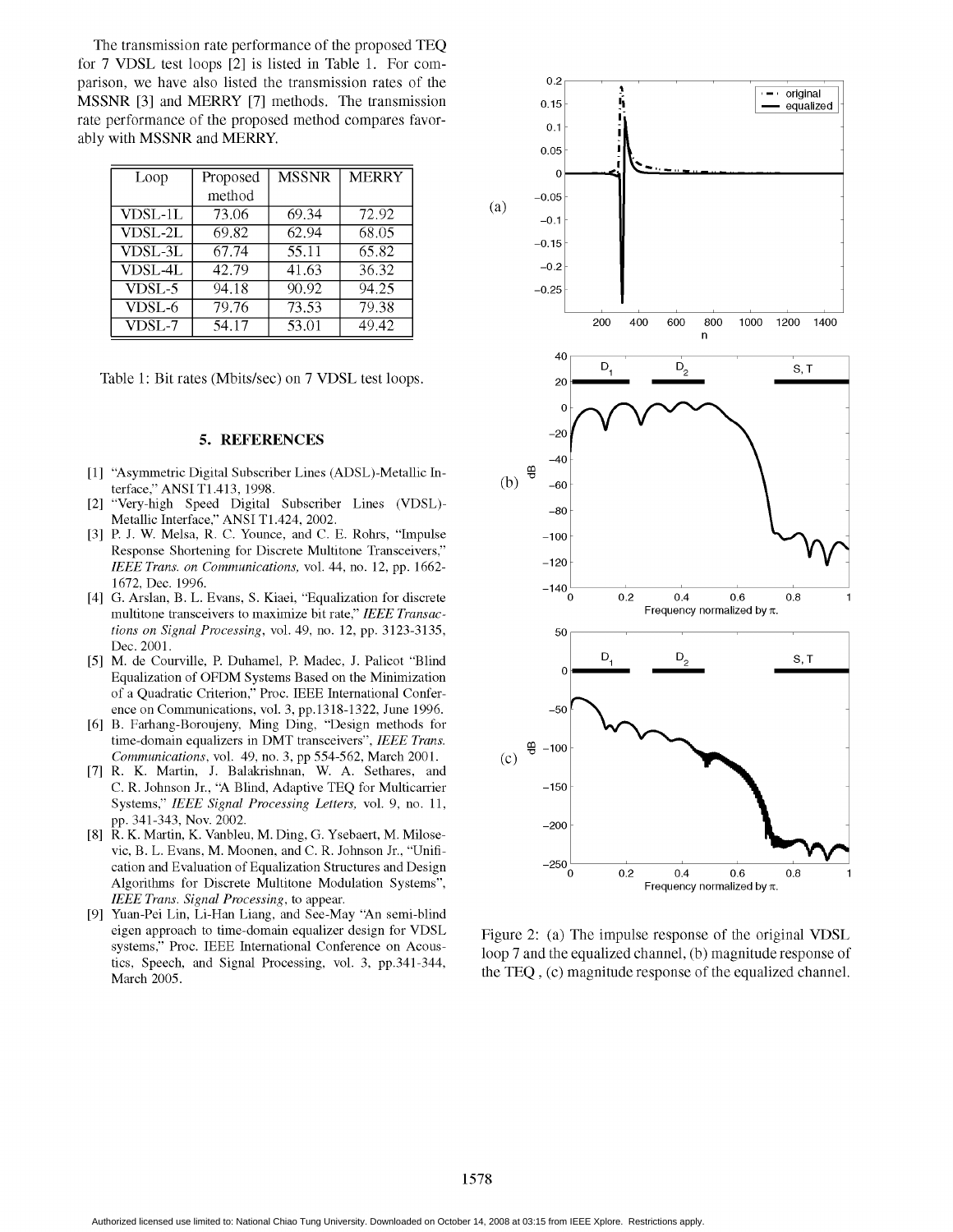The transmission rate performance of the proposed TEQ for 7 VDSL test loops [2] is listed in Table 1. For comparison, we have also listed the transmission rates of the MSSNR [3] and MERRY [7] methods. The transmission rate performance of the proposed method compares favorably with MSSNR and MERRY.

| Loop | Proposed method | MSSNR | MERRY |
|---|---|---|---|
| VDSL-1L | 73.06 | 69.34 | 72.92 |
| VDSL-2L | 69.82 | 62.94 | 68.05 |
| VDSL-3L | 67.74 | 55.11 | 65.82 |
| VDSL-4L | 42.79 | 41.63 | 36.32 |
| VDSL-5 | 94.18 | 90.92 | 94.25 |
| VDSL-6 | 79.76 | 73.53 | 79.38 |
| VDSL-7 | 54.17 | 53.01 | 49.42 |

Table 1: Bit rates (Mbits/sec) on 7 VDSL test loops.

## 5. REFERENCES

[1] "Asymmetric Digital Subscriber Lines (ADSL)-Metallic Interface," ANSI T1.413, 1998.

[2] "Very-high Speed Digital Subscriber Lines (VDSL)-Metallic Interface," ANSI T1.424, 2002.

[3] P. J. W. Melsa, R. C. Younce, and C. E. Rohrs, "Impulse Response Shortening for Discrete Multitone Transceivers," *IEEE Trans. on Communications,* vol. 44, no. 12, pp. 1662-1672, Dec. 1996.

[4] G. Arslan, B. L. Evans, S. Kiaei, "Equalization for discrete multitone transceivers to maximize bit rate," *IEEE Transactions on Signal Processing*, vol. 49, no. 12, pp. 3123-3135, Dec. 2001.

[5] M. de Courville, P. Duhamel, P. Madec, J. Palicot "Blind Equalization of OFDM Systems Based on the Minimization of a Quadratic Criterion," Proc. IEEE International Conference on Communications, vol. 3, pp.1318-1322, June 1996.

[6] B. Farhang-Boroujeny, Ming Ding, "Design methods for time-domain equalizers in DMT transceivers", *IEEE Trans. Communications*, vol. 49, no. 3, pp 554-562, March 2001.

[7] R. K. Martin, J. Balakrishnan, W. A. Sethares, and C. R. Johnson Jr., "A Blind, Adaptive TEQ for Multicarrier Systems," *IEEE Signal Processing Letters,* vol. 9, no. 11, pp. 341-343, Nov. 2002.

[8] R. K. Martin, K. Vanbleu, M. Ding, G. Ysebaert, M. Milosevic, B. L. Evans, M. Moonen, and C. R. Johnson Jr., "Unification and Evaluation of Equalization Structures and Design Algorithms for Discrete Multitone Modulation Systems", *IEEE Trans. Signal Processing*, to appear.

[9] Yuan-Pei Lin, Li-Han Liang, and See-May "An semi-blind eigen approach to time-domain equalizer design for VDSL systems," Proc. IEEE International Conference on Acoustics, Speech, and Signal Processing, vol. 3, pp.341-344, March 2005.

(a)

original
equalized

n

(b)

dB

$D_1$ $D_2$ S, T

Frequency normalized by π.

(c)

dB

$D_1$ $D_2$ S, T

Frequency normalized by π.

Figure 2: (a) The impulse response of the original VDSL loop 7 and the equalized channel, (b) magnitude response of the TEQ , (c) magnitude response of the equalized channel.